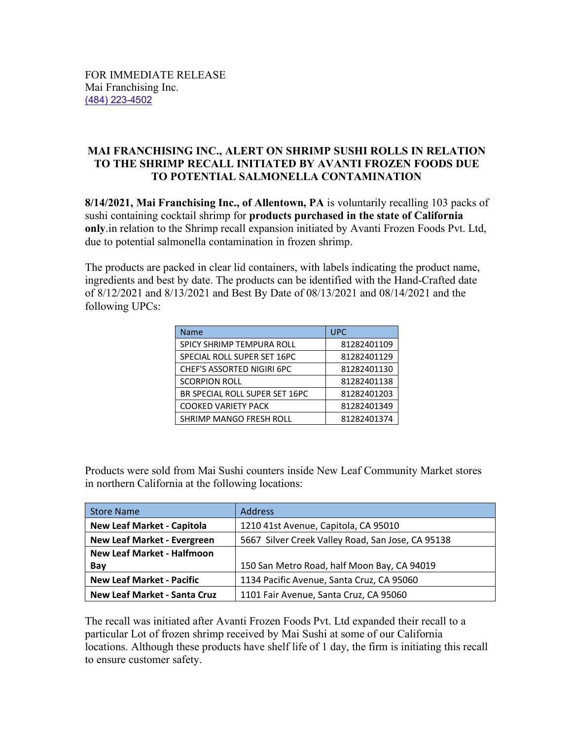FOR IMMEDIATE RELEASE
Mai Franchising Inc.
(484) 223-4502

## MAI FRANCHISING INC., ALERT ON SHRIMP SUSHI ROLLS IN RELATION TO THE SHRIMP RECALL INITIATED BY AVANTI FROZEN FOODS DUE TO POTENTIAL SALMONELLA CONTAMINATION

**8/14/2021, Mai Franchising Inc., of Allentown, PA** is voluntarily recalling 103 packs of sushi containing cocktail shrimp for **products purchased in the state of California only**.in relation to the Shrimp recall expansion initiated by Avanti Frozen Foods Pvt. Ltd, due to potential salmonella contamination in frozen shrimp.

The products are packed in clear lid containers, with labels indicating the product name, ingredients and best by date. The products can be identified with the Hand-Crafted date of 8/12/2021 and 8/13/2021 and Best By Date of 08/13/2021 and 08/14/2021 and the following UPCs:

| Name | UPC |
|---|---|
| SPICY SHRIMP TEMPURA ROLL | 81282401109 |
| SPECIAL ROLL SUPER SET 16PC | 81282401129 |
| CHEF'S ASSORTED NIGIRI 6PC | 81282401130 |
| SCORPION ROLL | 81282401138 |
| BR SPECIAL ROLL SUPER SET 16PC | 81282401203 |
| COOKED VARIETY PACK | 81282401349 |
| SHRIMP MANGO FRESH ROLL | 81282401374 |

Products were sold from Mai Sushi counters inside New Leaf Community Market stores in northern California at the following locations:

| Store Name | Address |
|---|---|
| **New Leaf Market - Capitola** | 1210 41st Avenue, Capitola, CA 95010 |
| **New Leaf Market - Evergreen** | 5667 Silver Creek Valley Road, San Jose, CA 95138 |
| **New Leaf Market - Halfmoon Bay** | 150 San Metro Road, half Moon Bay, CA 94019 |
| **New Leaf Market - Pacific** | 1134 Pacific Avenue, Santa Cruz, CA 95060 |
| **New Leaf Market - Santa Cruz** | 1101 Fair Avenue, Santa Cruz, CA 95060 |

The recall was initiated after Avanti Frozen Foods Pvt. Ltd expanded their recall to a particular Lot of frozen shrimp received by Mai Sushi at some of our California locations. Although these products have shelf life of 1 day, the firm is initiating this recall to ensure customer safety.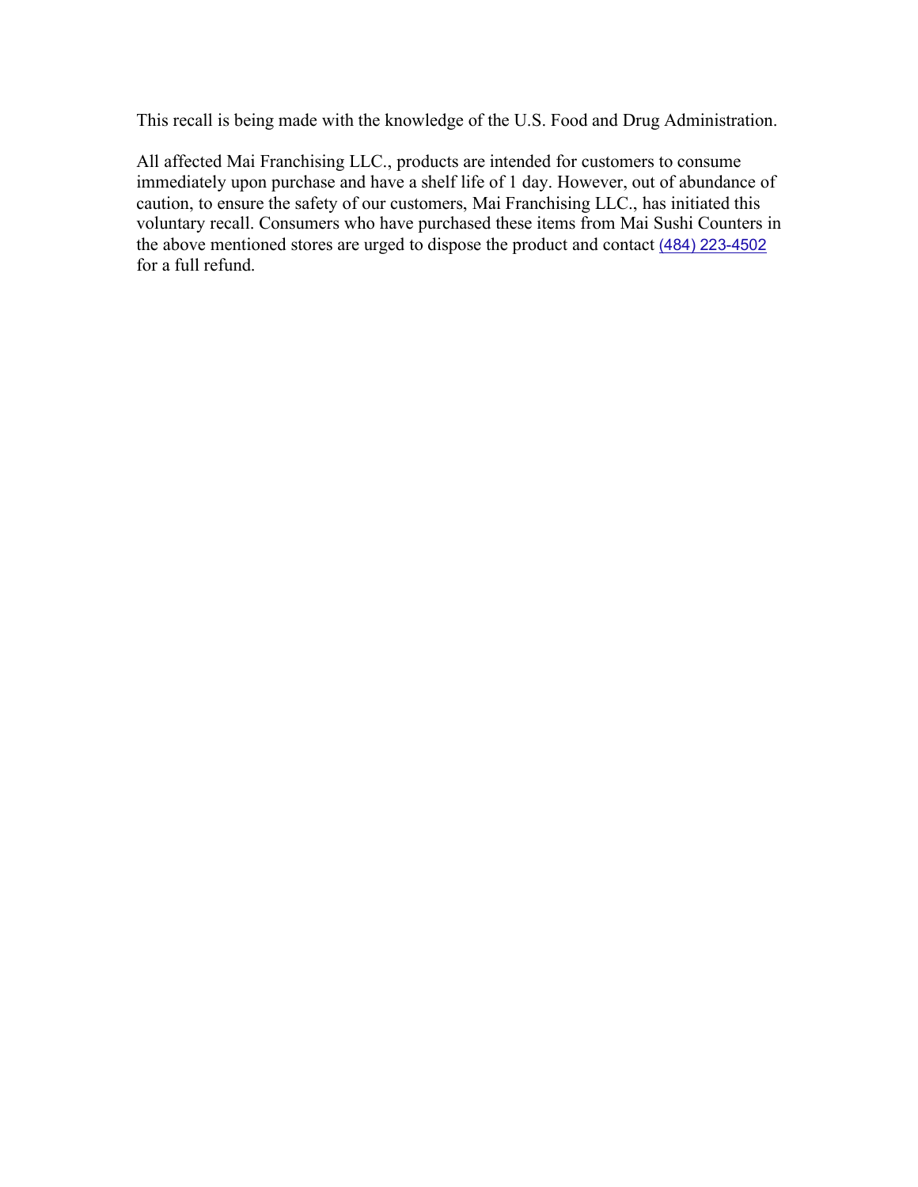This recall is being made with the knowledge of the U.S. Food and Drug Administration.

All affected Mai Franchising LLC., products are intended for customers to consume immediately upon purchase and have a shelf life of 1 day. However, out of abundance of caution, to ensure the safety of our customers, Mai Franchising LLC., has initiated this voluntary recall. Consumers who have purchased these items from Mai Sushi Counters in the above mentioned stores are urged to dispose the product and contact (484) 223-4502 for a full refund.